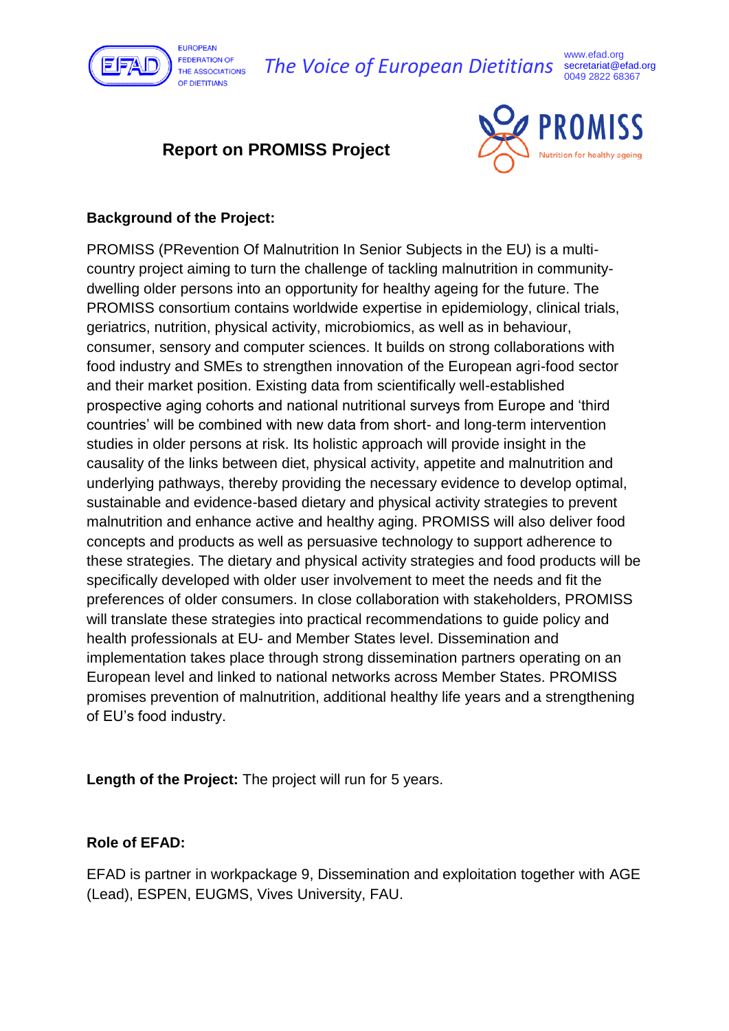# Report on PROMISS Project

## Background of the Project:

PROMISS (PRevention Of Malnutrition In Senior Subjects in the EU) is a multi-country project aiming to turn the challenge of tackling malnutrition in community-dwelling older persons into an opportunity for healthy ageing for the future. The PROMISS consortium contains worldwide expertise in epidemiology, clinical trials, geriatrics, nutrition, physical activity, microbiomics, as well as in behaviour, consumer, sensory and computer sciences. It builds on strong collaborations with food industry and SMEs to strengthen innovation of the European agri-food sector and their market position. Existing data from scientifically well-established prospective aging cohorts and national nutritional surveys from Europe and 'third countries' will be combined with new data from short- and long-term intervention studies in older persons at risk. Its holistic approach will provide insight in the causality of the links between diet, physical activity, appetite and malnutrition and underlying pathways, thereby providing the necessary evidence to develop optimal, sustainable and evidence-based dietary and physical activity strategies to prevent malnutrition and enhance active and healthy aging. PROMISS will also deliver food concepts and products as well as persuasive technology to support adherence to these strategies. The dietary and physical activity strategies and food products will be specifically developed with older user involvement to meet the needs and fit the preferences of older consumers. In close collaboration with stakeholders, PROMISS will translate these strategies into practical recommendations to guide policy and health professionals at EU- and Member States level. Dissemination and implementation takes place through strong dissemination partners operating on an European level and linked to national networks across Member States. PROMISS promises prevention of malnutrition, additional healthy life years and a strengthening of EU's food industry.

**Length of the Project:** The project will run for 5 years.

## Role of EFAD:

EFAD is partner in workpackage 9, Dissemination and exploitation together with AGE (Lead), ESPEN, EUGMS, Vives University, FAU.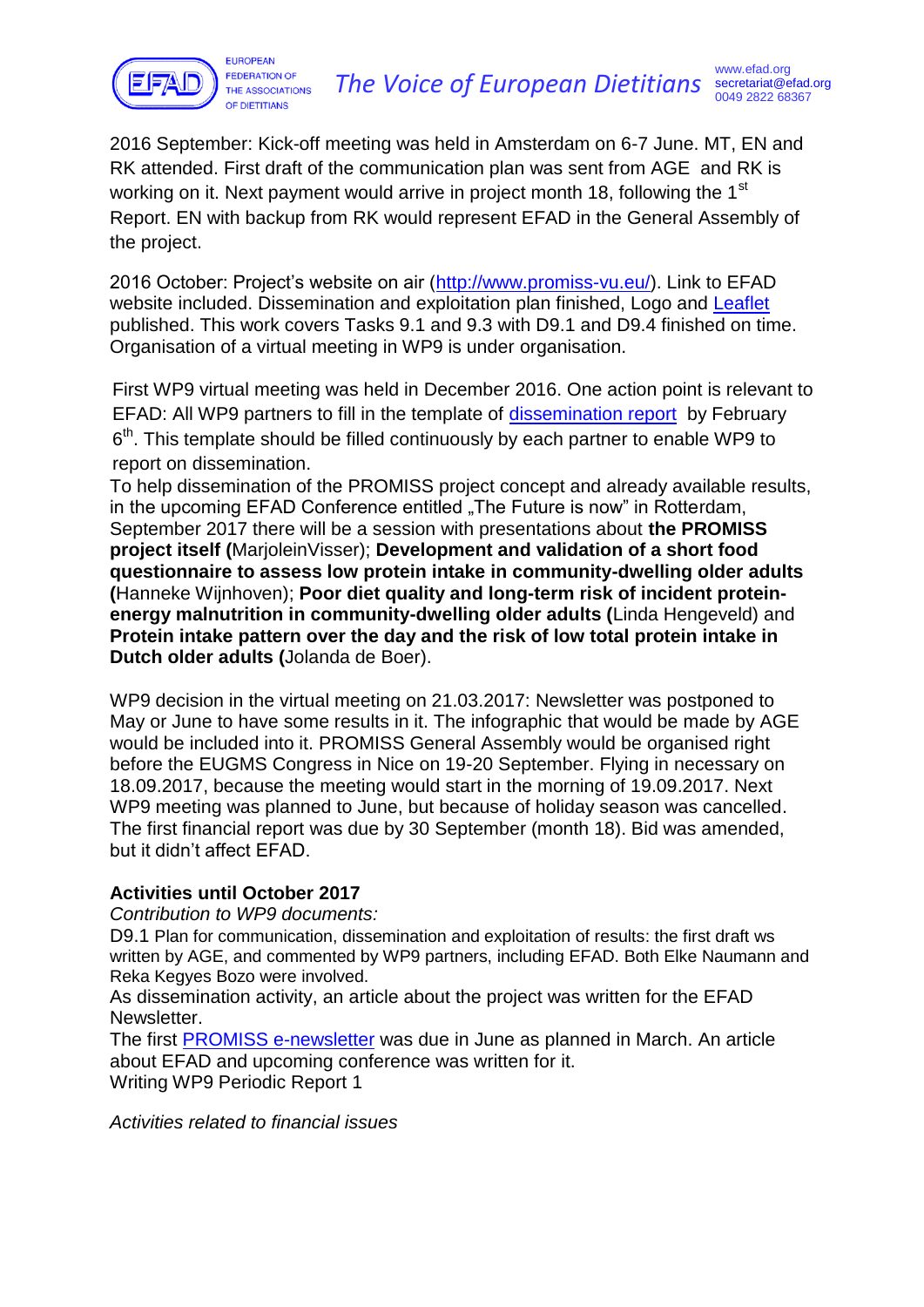2016 September: Kick-off meeting was held in Amsterdam on 6-7 June. MT, EN and RK attended. First draft of the communication plan was sent from AGE and RK is working on it. Next payment would arrive in project month 18, following the 1st Report. EN with backup from RK would represent EFAD in the General Assembly of the project.

2016 October: Project's website on air (http://www.promiss-vu.eu/). Link to EFAD website included. Dissemination and exploitation plan finished, Logo and Leaflet published. This work covers Tasks 9.1 and 9.3 with D9.1 and D9.4 finished on time. Organisation of a virtual meeting in WP9 is under organisation.

First WP9 virtual meeting was held in December 2016. One action point is relevant to EFAD: All WP9 partners to fill in the template of dissemination report by February 6th. This template should be filled continuously by each partner to enable WP9 to report on dissemination.

To help dissemination of the PROMISS project concept and already available results, in the upcoming EFAD Conference entitled „The Future is now" in Rotterdam, September 2017 there will be a session with presentations about **the PROMISS project itself (**MarjoleinVisser); **Development and validation of a short food questionnaire to assess low protein intake in community-dwelling older adults (**Hanneke Wijnhoven); **Poor diet quality and long-term risk of incident protein-energy malnutrition in community-dwelling older adults (**Linda Hengeveld) and **Protein intake pattern over the day and the risk of low total protein intake in Dutch older adults (**Jolanda de Boer).

WP9 decision in the virtual meeting on 21.03.2017: Newsletter was postponed to May or June to have some results in it. The infographic that would be made by AGE would be included into it. PROMISS General Assembly would be organised right before the EUGMS Congress in Nice on 19-20 September. Flying in necessary on 18.09.2017, because the meeting would start in the morning of 19.09.2017. Next WP9 meeting was planned to June, but because of holiday season was cancelled. The first financial report was due by 30 September (month 18). Bid was amended, but it didn't affect EFAD.

**Activities until October 2017**

*Contribution to WP9 documents:*

D9.1 Plan for communication, dissemination and exploitation of results: the first draft ws written by AGE, and commented by WP9 partners, including EFAD. Both Elke Naumann and Reka Kegyes Bozo were involved.

As dissemination activity, an article about the project was written for the EFAD Newsletter.

The first PROMISS e-newsletter was due in June as planned in March. An article about EFAD and upcoming conference was written for it.

Writing WP9 Periodic Report 1

*Activities related to financial issues*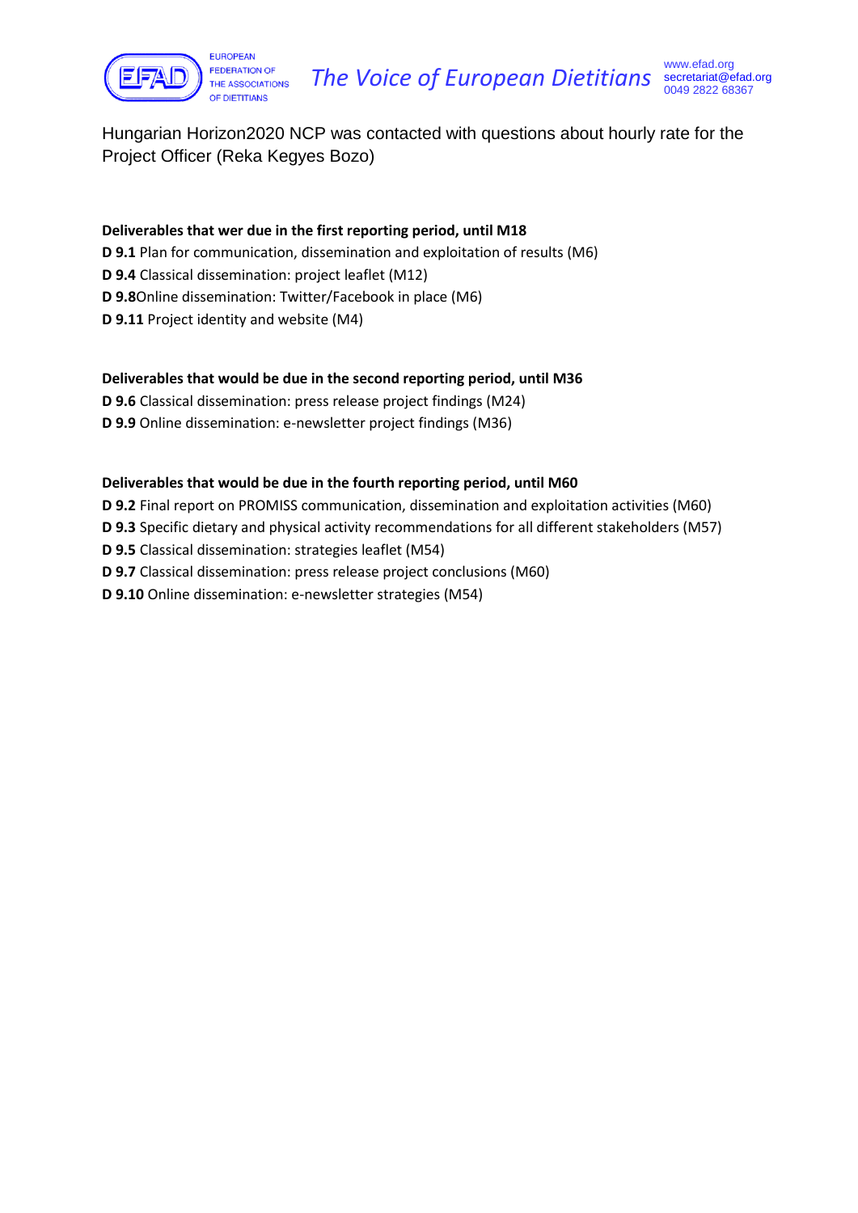Hungarian Horizon2020 NCP was contacted with questions about hourly rate for the Project Officer (Reka Kegyes Bozo)

**Deliverables that wer due in the first reporting period, until M18**

**D 9.1** Plan for communication, dissemination and exploitation of results (M6)
**D 9.4** Classical dissemination: project leaflet (M12)
**D 9.8**Online dissemination: Twitter/Facebook in place (M6)
**D 9.11** Project identity and website (M4)

**Deliverables that would be due in the second reporting period, until M36**

**D 9.6** Classical dissemination: press release project findings (M24)
**D 9.9** Online dissemination: e-newsletter project findings (M36)

**Deliverables that would be due in the fourth reporting period, until M60**

**D 9.2** Final report on PROMISS communication, dissemination and exploitation activities (M60)
**D 9.3** Specific dietary and physical activity recommendations for all different stakeholders (M57)
**D 9.5** Classical dissemination: strategies leaflet (M54)
**D 9.7** Classical dissemination: press release project conclusions (M60)
**D 9.10** Online dissemination: e-newsletter strategies (M54)